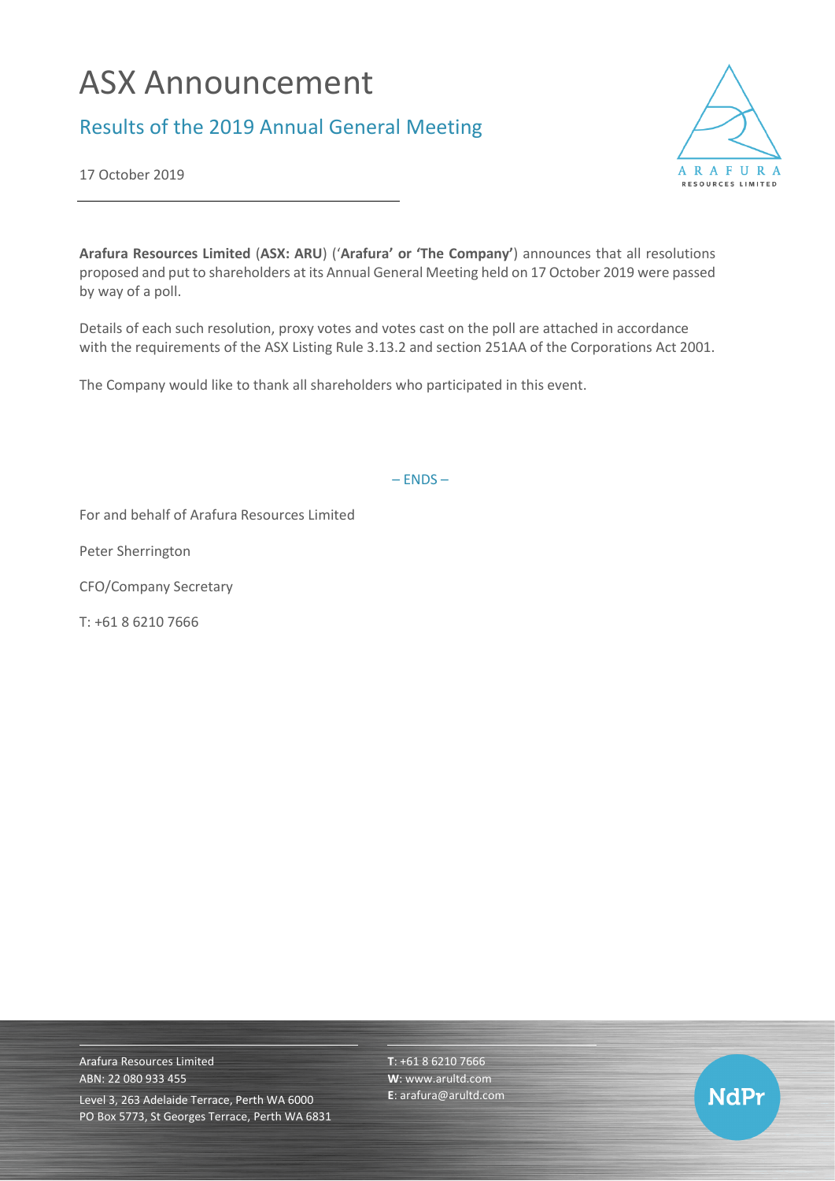# ASX Announcement

## Results of the 2019 Annual General Meeting

17 October 2019

**Arafura Resources Limited** (**ASX: ARU**) ('**Arafura' or 'The Company'**) announces that all resolutions proposed and put to shareholders at its Annual General Meeting held on 17 October 2019 were passed by way of a poll.

Details of each such resolution, proxy votes and votes cast on the poll are attached in accordance with the requirements of the ASX Listing Rule 3.13.2 and section 251AA of the Corporations Act 2001.

The Company would like to thank all shareholders who participated in this event.

– ENDS –

For and behalf of Arafura Resources Limited

Peter Sherrington

CFO/Company Secretary

T: +61 8 6210 7666

Arafura Resources Limited
ABN: 22 080 933 455
Level 3, 263 Adelaide Terrace, Perth WA 6000
PO Box 5773, St Georges Terrace, Perth WA 6831

**T**: +61 8 6210 7666
**W**: www.arultd.com
**E**: arafura@arultd.com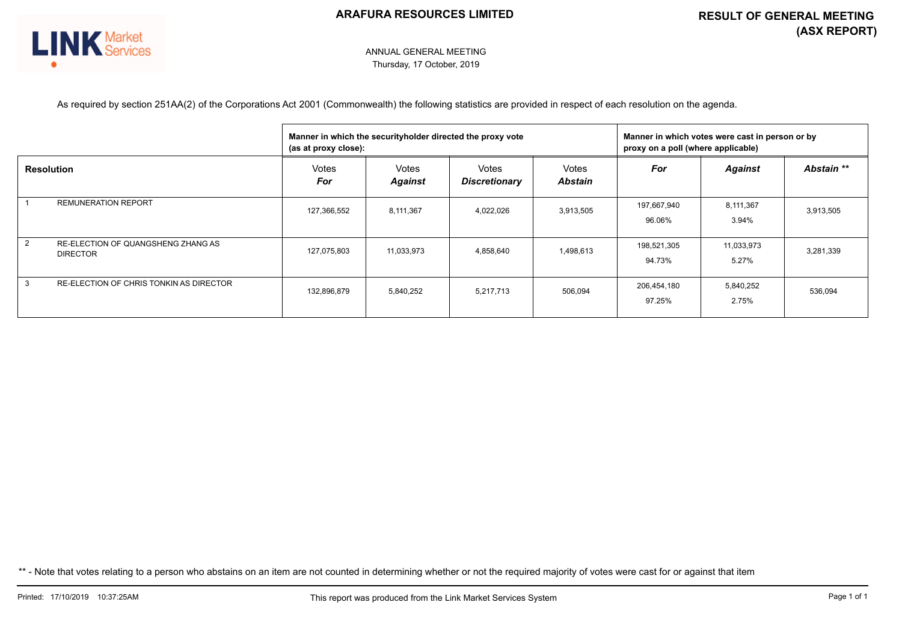# ARAFURA RESOURCES LIMITED

## RESULT OF GENERAL MEETING (ASX REPORT)

ANNUAL GENERAL MEETING
Thursday, 17 October, 2019

As required by section 251AA(2) of the Corporations Act 2001 (Commonwealth) the following statistics are provided in respect of each resolution on the agenda.

| | | Manner in which the securityholder directed the proxy vote (as at proxy close): | | | | Manner in which votes were cast in person or by proxy on a poll (where applicable) | | |
|---|---|---|---|---|---|---|---|---|
| **Resolution** | | Votes ***For*** | Votes ***Against*** | Votes ***Discretionary*** | Votes ***Abstain*** | ***For*** | ***Against*** | ***Abstain \*\**** |
| 1 | REMUNERATION REPORT | 127,366,552 | 8,111,367 | 4,022,026 | 3,913,505 | 197,667,940 96.06% | 8,111,367 3.94% | 3,913,505 |
| 2 | RE-ELECTION OF QUANGSHENG ZHANG AS DIRECTOR | 127,075,803 | 11,033,973 | 4,858,640 | 1,498,613 | 198,521,305 94.73% | 11,033,973 5.27% | 3,281,339 |
| 3 | RE-ELECTION OF CHRIS TONKIN AS DIRECTOR | 132,896,879 | 5,840,252 | 5,217,713 | 506,094 | 206,454,180 97.25% | 5,840,252 2.75% | 536,094 |

** - Note that votes relating to a person who abstains on an item are not counted in determining whether or not the required majority of votes were cast for or against that item

Printed: 17/10/2019 10:37:25AM

This report was produced from the Link Market Services System